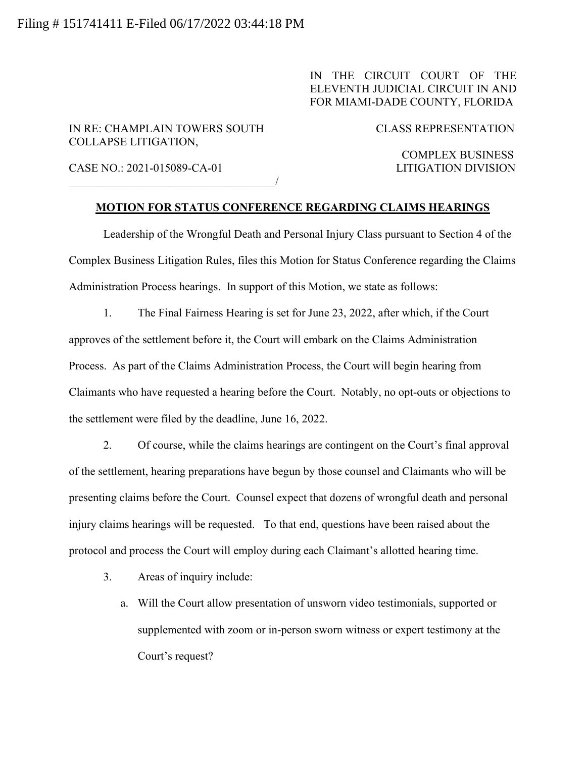Filing # 151741411 E-Filed 06/17/2022 03:44:18 PM

IN THE CIRCUIT COURT OF THE ELEVENTH JUDICIAL CIRCUIT IN AND FOR MIAMI-DADE COUNTY, FLORIDA

IN RE: CHAMPLAIN TOWERS SOUTH COLLAPSE LITIGATION,

CASE NO.: 2021-015089-CA-01
_____________________________________/

CLASS REPRESENTATION

COMPLEX BUSINESS LITIGATION DIVISION

## MOTION FOR STATUS CONFERENCE REGARDING CLAIMS HEARINGS

Leadership of the Wrongful Death and Personal Injury Class pursuant to Section 4 of the Complex Business Litigation Rules, files this Motion for Status Conference regarding the Claims Administration Process hearings. In support of this Motion, we state as follows:

1. The Final Fairness Hearing is set for June 23, 2022, after which, if the Court approves of the settlement before it, the Court will embark on the Claims Administration Process. As part of the Claims Administration Process, the Court will begin hearing from Claimants who have requested a hearing before the Court. Notably, no opt-outs or objections to the settlement were filed by the deadline, June 16, 2022.

2. Of course, while the claims hearings are contingent on the Court's final approval of the settlement, hearing preparations have begun by those counsel and Claimants who will be presenting claims before the Court. Counsel expect that dozens of wrongful death and personal injury claims hearings will be requested. To that end, questions have been raised about the protocol and process the Court will employ during each Claimant's allotted hearing time.

3. Areas of inquiry include:

   a. Will the Court allow presentation of unsworn video testimonials, supported or supplemented with zoom or in-person sworn witness or expert testimony at the Court's request?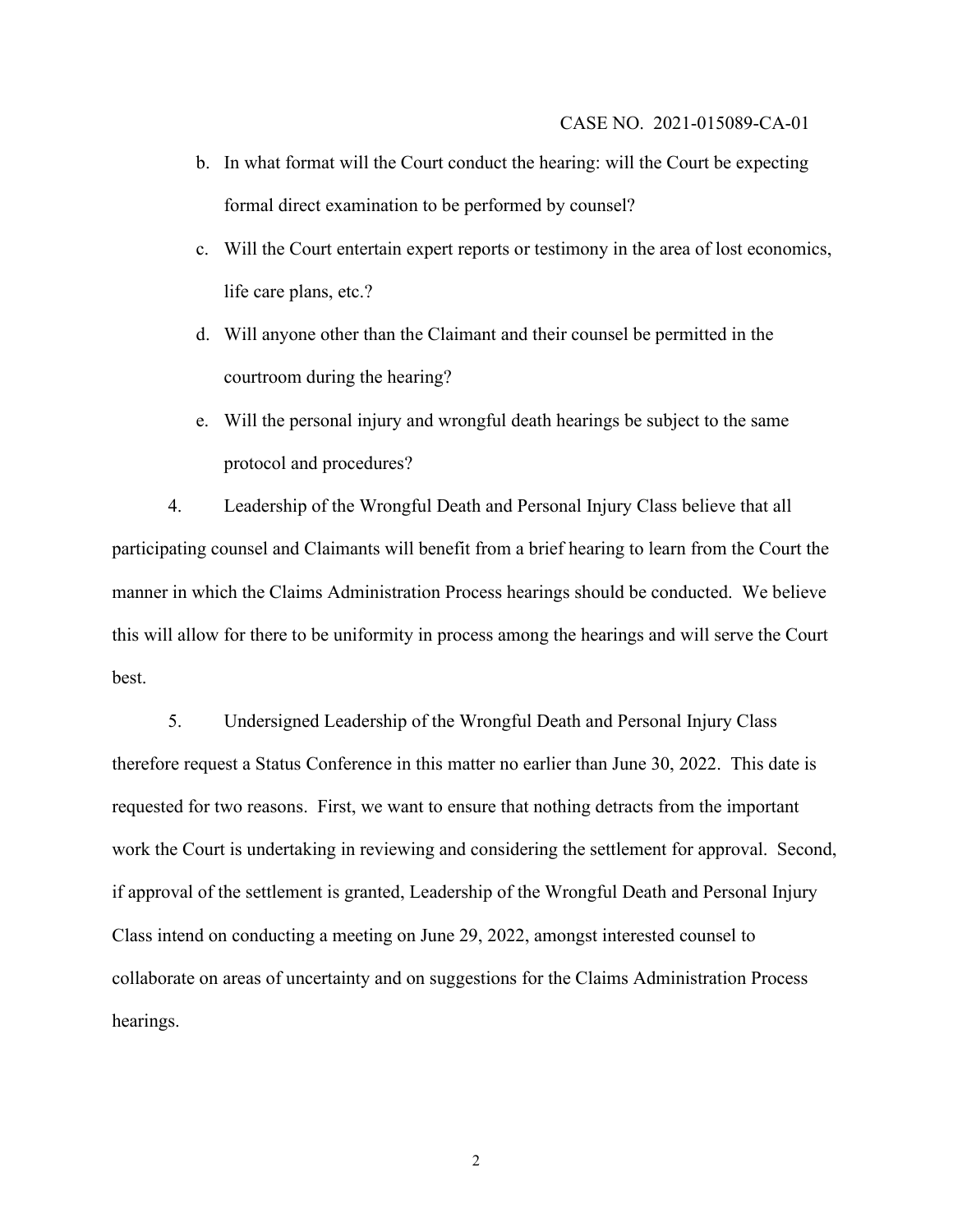b. In what format will the Court conduct the hearing: will the Court be expecting formal direct examination to be performed by counsel?

c. Will the Court entertain expert reports or testimony in the area of lost economics, life care plans, etc.?

d. Will anyone other than the Claimant and their counsel be permitted in the courtroom during the hearing?

e. Will the personal injury and wrongful death hearings be subject to the same protocol and procedures?

4. Leadership of the Wrongful Death and Personal Injury Class believe that all participating counsel and Claimants will benefit from a brief hearing to learn from the Court the manner in which the Claims Administration Process hearings should be conducted. We believe this will allow for there to be uniformity in process among the hearings and will serve the Court best.

5. Undersigned Leadership of the Wrongful Death and Personal Injury Class therefore request a Status Conference in this matter no earlier than June 30, 2022. This date is requested for two reasons. First, we want to ensure that nothing detracts from the important work the Court is undertaking in reviewing and considering the settlement for approval. Second, if approval of the settlement is granted, Leadership of the Wrongful Death and Personal Injury Class intend on conducting a meeting on June 29, 2022, amongst interested counsel to collaborate on areas of uncertainty and on suggestions for the Claims Administration Process hearings.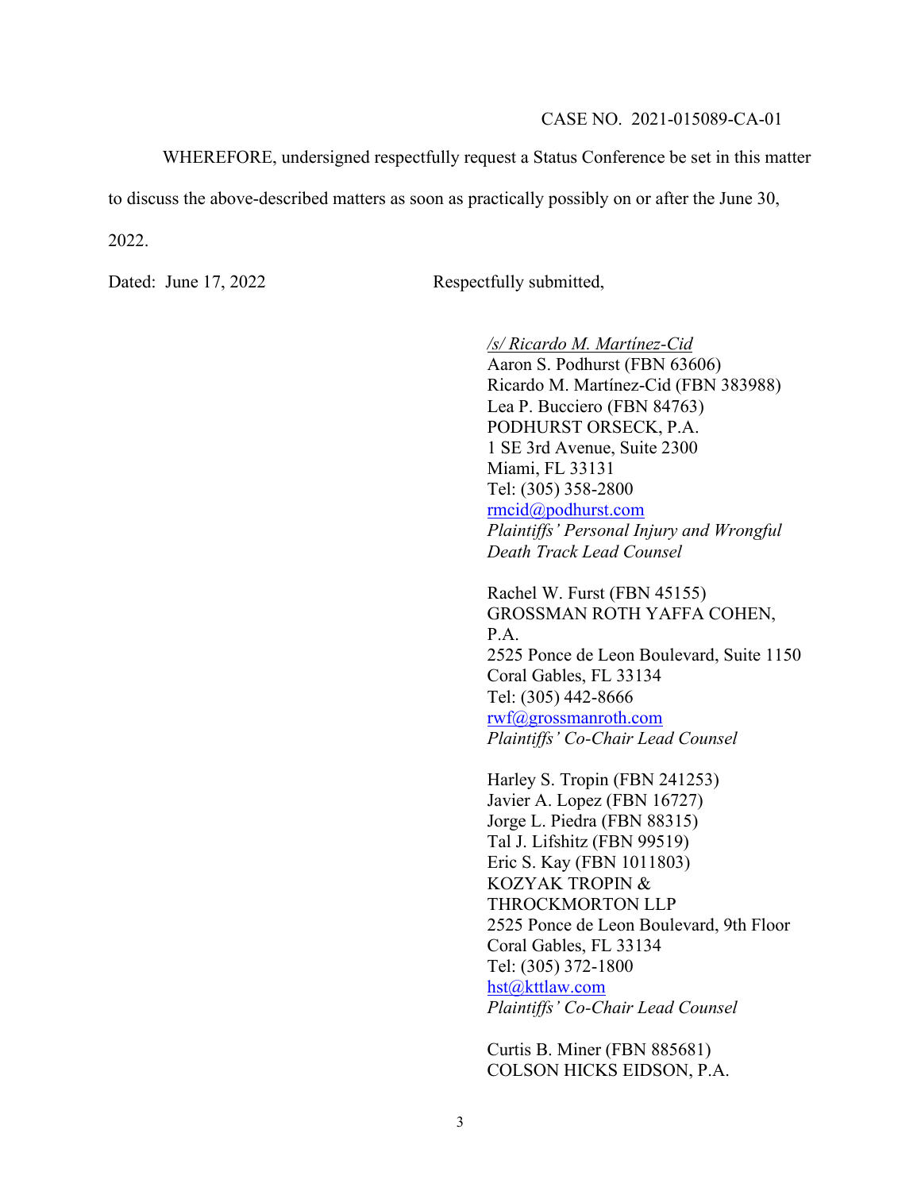CASE NO. 2021-015089-CA-01

WHEREFORE, undersigned respectfully request a Status Conference be set in this matter to discuss the above-described matters as soon as practically possibly on or after the June 30, 2022.

Dated: June 17, 2022

Respectfully submitted,

*/s/ Ricardo M. Martínez-Cid*
Aaron S. Podhurst (FBN 63606)
Ricardo M. Martínez-Cid (FBN 383988)
Lea P. Bucciero (FBN 84763)
PODHURST ORSECK, P.A.
1 SE 3rd Avenue, Suite 2300
Miami, FL 33131
Tel: (305) 358-2800
rmcid@podhurst.com
*Plaintiffs' Personal Injury and Wrongful Death Track Lead Counsel*

Rachel W. Furst (FBN 45155)
GROSSMAN ROTH YAFFA COHEN, P.A.
2525 Ponce de Leon Boulevard, Suite 1150
Coral Gables, FL 33134
Tel: (305) 442-8666
rwf@grossmanroth.com
*Plaintiffs' Co-Chair Lead Counsel*

Harley S. Tropin (FBN 241253)
Javier A. Lopez (FBN 16727)
Jorge L. Piedra (FBN 88315)
Tal J. Lifshitz (FBN 99519)
Eric S. Kay (FBN 1011803)
KOZYAK TROPIN & THROCKMORTON LLP
2525 Ponce de Leon Boulevard, 9th Floor
Coral Gables, FL 33134
Tel: (305) 372-1800
hst@kttlaw.com
*Plaintiffs' Co-Chair Lead Counsel*

Curtis B. Miner (FBN 885681)
COLSON HICKS EIDSON, P.A.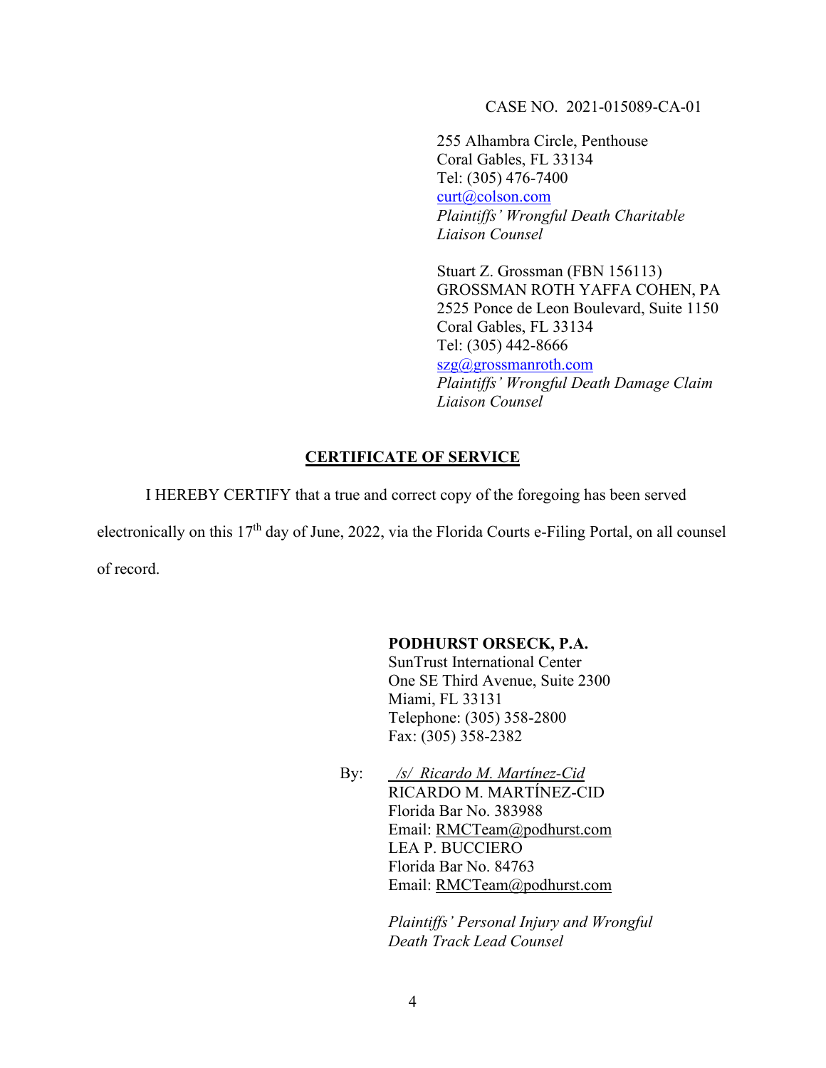CASE NO. 2021-015089-CA-01

255 Alhambra Circle, Penthouse
Coral Gables, FL 33134
Tel: (305) 476-7400
curt@colson.com
*Plaintiffs' Wrongful Death Charitable Liaison Counsel*

Stuart Z. Grossman (FBN 156113)
GROSSMAN ROTH YAFFA COHEN, PA
2525 Ponce de Leon Boulevard, Suite 1150
Coral Gables, FL 33134
Tel: (305) 442-8666
szg@grossmanroth.com
*Plaintiffs' Wrongful Death Damage Claim Liaison Counsel*

## CERTIFICATE OF SERVICE

I HEREBY CERTIFY that a true and correct copy of the foregoing has been served electronically on this 17th day of June, 2022, via the Florida Courts e-Filing Portal, on all counsel of record.

**PODHURST ORSECK, P.A.**
SunTrust International Center
One SE Third Avenue, Suite 2300
Miami, FL 33131
Telephone: (305) 358-2800
Fax: (305) 358-2382

By: */s/ Ricardo M. Martínez-Cid*
RICARDO M. MARTÍNEZ-CID
Florida Bar No. 383988
Email: RMCTeam@podhurst.com
LEA P. BUCCIERO
Florida Bar No. 84763
Email: RMCTeam@podhurst.com

*Plaintiffs' Personal Injury and Wrongful Death Track Lead Counsel*